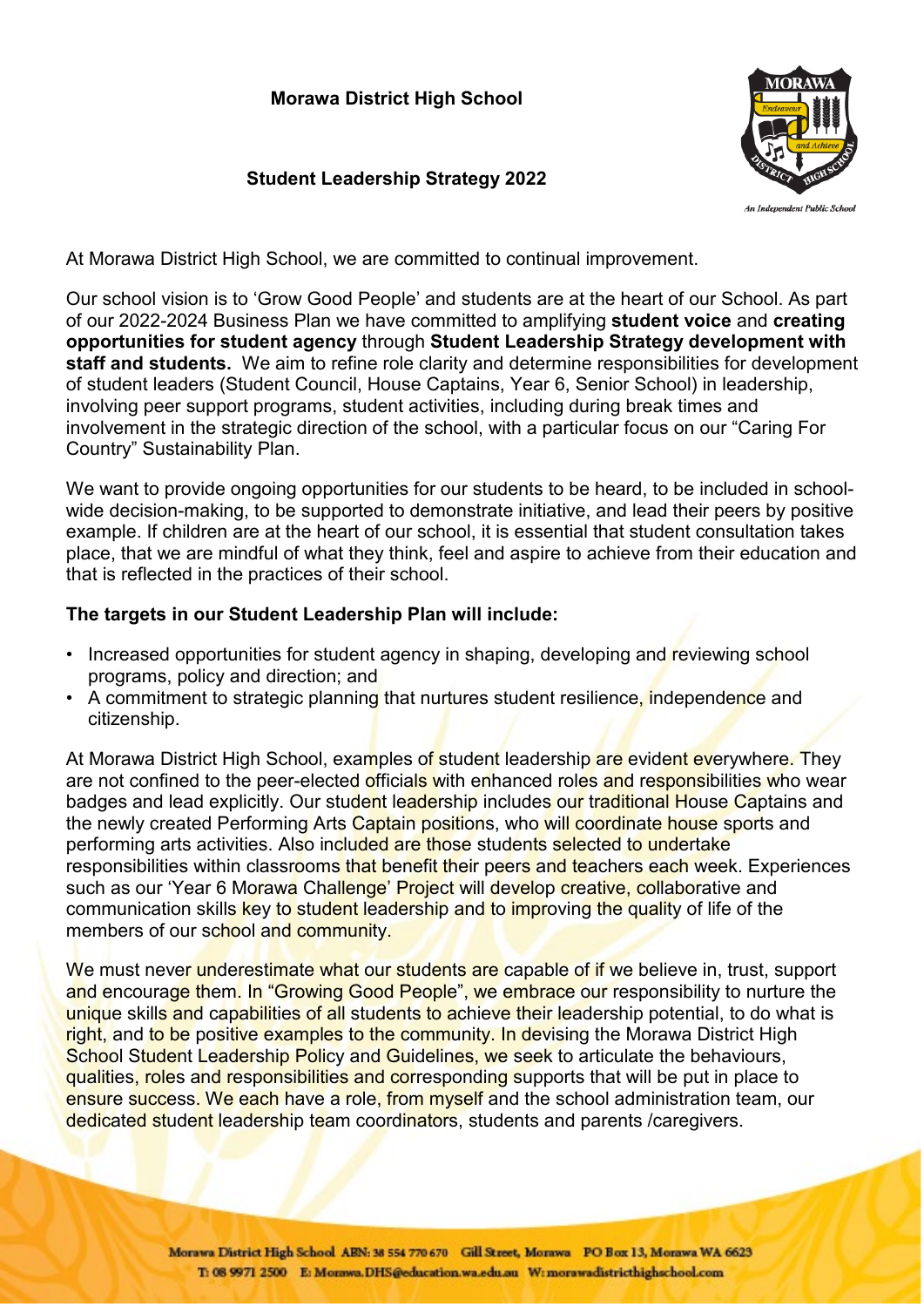# Morawa District High School

## Student Leadership Strategy 2022

At Morawa District High School, we are committed to continual improvement.

Our school vision is to 'Grow Good People' and students are at the heart of our School. As part of our 2022-2024 Business Plan we have committed to amplifying **student voice** and **creating opportunities for student agency** through **Student Leadership Strategy development with staff and students.** We aim to refine role clarity and determine responsibilities for development of student leaders (Student Council, House Captains, Year 6, Senior School) in leadership, involving peer support programs, student activities, including during break times and involvement in the strategic direction of the school, with a particular focus on our "Caring For Country" Sustainability Plan.

We want to provide ongoing opportunities for our students to be heard, to be included in school-wide decision-making, to be supported to demonstrate initiative, and lead their peers by positive example. If children are at the heart of our school, it is essential that student consultation takes place, that we are mindful of what they think, feel and aspire to achieve from their education and that is reflected in the practices of their school.

**The targets in our Student Leadership Plan will include:**

- Increased opportunities for student agency in shaping, developing and reviewing school programs, policy and direction; and
- A commitment to strategic planning that nurtures student resilience, independence and citizenship.

At Morawa District High School, examples of student leadership are evident everywhere. They are not confined to the peer-elected officials with enhanced roles and responsibilities who wear badges and lead explicitly. Our student leadership includes our traditional House Captains and the newly created Performing Arts Captain positions, who will coordinate house sports and performing arts activities. Also included are those students selected to undertake responsibilities within classrooms that benefit their peers and teachers each week. Experiences such as our 'Year 6 Morawa Challenge' Project will develop creative, collaborative and communication skills key to student leadership and to improving the quality of life of the members of our school and community.

We must never underestimate what our students are capable of if we believe in, trust, support and encourage them. In "Growing Good People", we embrace our responsibility to nurture the unique skills and capabilities of all students to achieve their leadership potential, to do what is right, and to be positive examples to the community. In devising the Morawa District High School Student Leadership Policy and Guidelines, we seek to articulate the behaviours, qualities, roles and responsibilities and corresponding supports that will be put in place to ensure success. We each have a role, from myself and the school administration team, our dedicated student leadership team coordinators, students and parents /caregivers.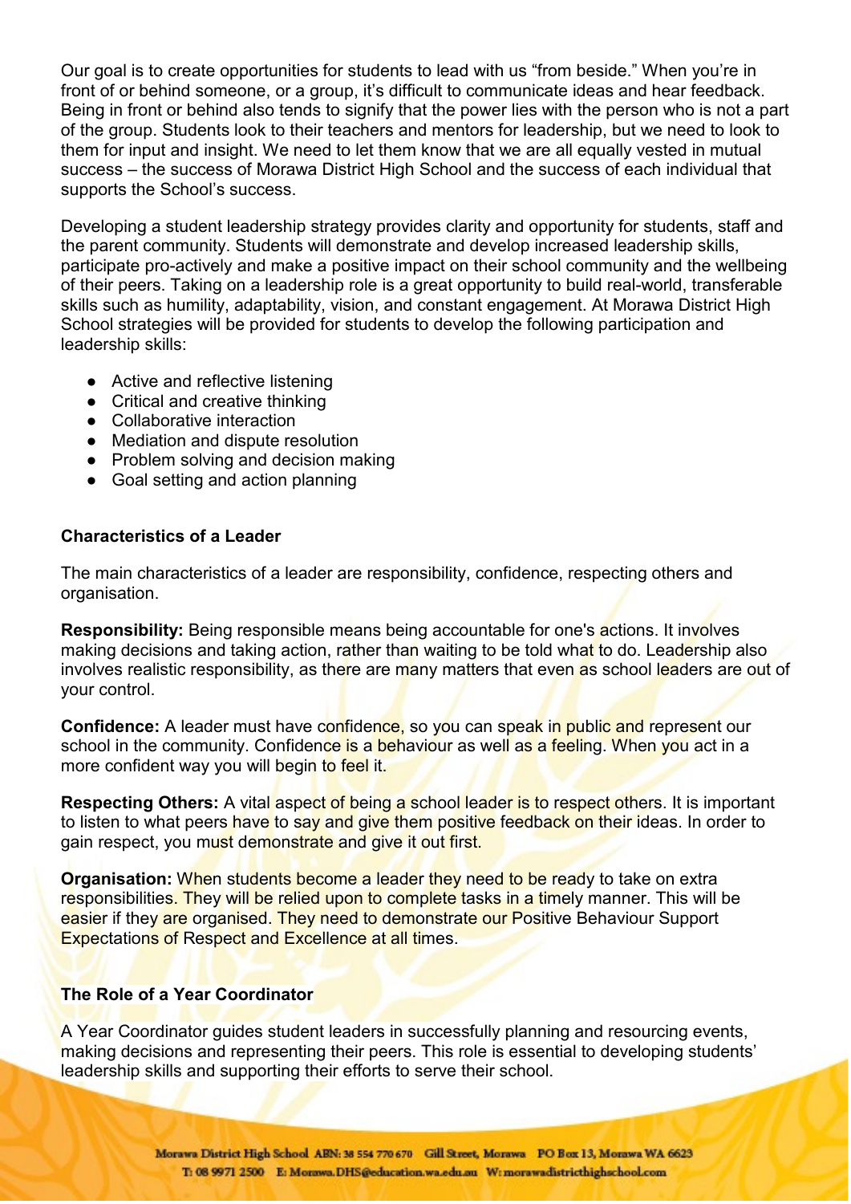Our goal is to create opportunities for students to lead with us "from beside." When you're in front of or behind someone, or a group, it's difficult to communicate ideas and hear feedback. Being in front or behind also tends to signify that the power lies with the person who is not a part of the group. Students look to their teachers and mentors for leadership, but we need to look to them for input and insight. We need to let them know that we are all equally vested in mutual success – the success of Morawa District High School and the success of each individual that supports the School's success.

Developing a student leadership strategy provides clarity and opportunity for students, staff and the parent community. Students will demonstrate and develop increased leadership skills, participate pro-actively and make a positive impact on their school community and the wellbeing of their peers. Taking on a leadership role is a great opportunity to build real-world, transferable skills such as humility, adaptability, vision, and constant engagement. At Morawa District High School strategies will be provided for students to develop the following participation and leadership skills:

- Active and reflective listening
- Critical and creative thinking
- Collaborative interaction
- Mediation and dispute resolution
- Problem solving and decision making
- Goal setting and action planning

**Characteristics of a Leader**

The main characteristics of a leader are responsibility, confidence, respecting others and organisation.

**Responsibility:** Being responsible means being accountable for one's actions. It involves making decisions and taking action, rather than waiting to be told what to do. Leadership also involves realistic responsibility, as there are many matters that even as school leaders are out of your control.

**Confidence:** A leader must have confidence, so you can speak in public and represent our school in the community. Confidence is a behaviour as well as a feeling. When you act in a more confident way you will begin to feel it.

**Respecting Others:** A vital aspect of being a school leader is to respect others. It is important to listen to what peers have to say and give them positive feedback on their ideas. In order to gain respect, you must demonstrate and give it out first.

**Organisation:** When students become a leader they need to be ready to take on extra responsibilities. They will be relied upon to complete tasks in a timely manner. This will be easier if they are organised. They need to demonstrate our Positive Behaviour Support Expectations of Respect and Excellence at all times.

**The Role of a Year Coordinator**

A Year Coordinator guides student leaders in successfully planning and resourcing events, making decisions and representing their peers. This role is essential to developing students' leadership skills and supporting their efforts to serve their school.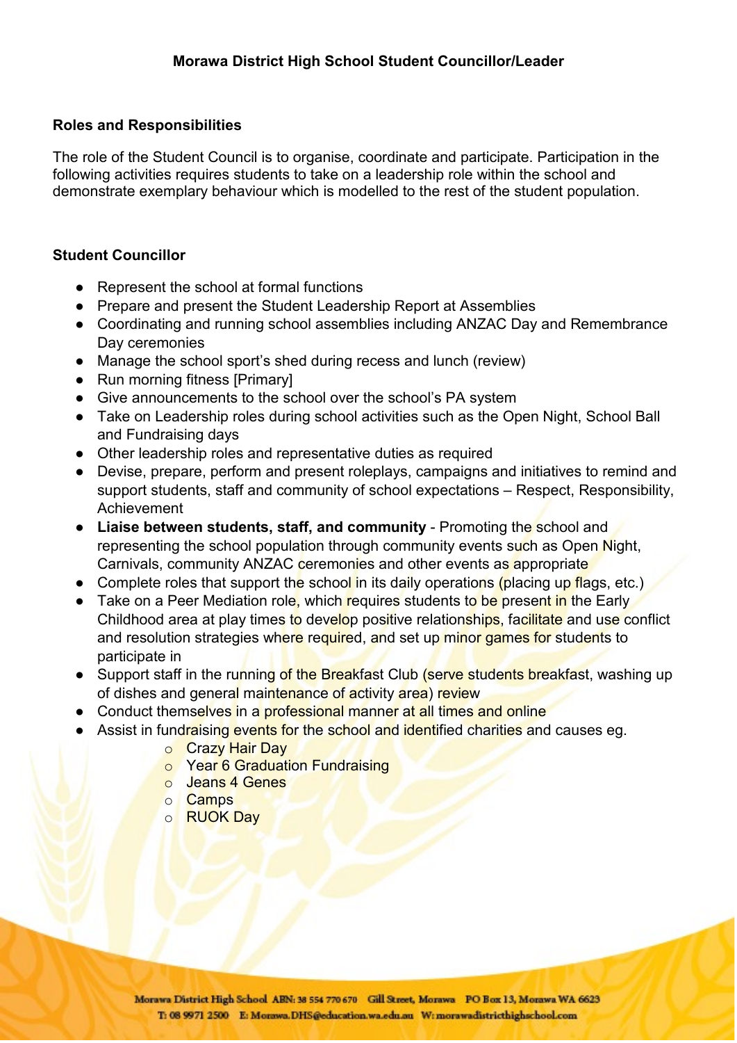**Morawa District High School Student Councillor/Leader**

## Roles and Responsibilities

The role of the Student Council is to organise, coordinate and participate. Participation in the following activities requires students to take on a leadership role within the school and demonstrate exemplary behaviour which is modelled to the rest of the student population.

### Student Councillor

- Represent the school at formal functions
- Prepare and present the Student Leadership Report at Assemblies
- Coordinating and running school assemblies including ANZAC Day and Remembrance Day ceremonies
- Manage the school sport's shed during recess and lunch (review)
- Run morning fitness [Primary]
- Give announcements to the school over the school's PA system
- Take on Leadership roles during school activities such as the Open Night, School Ball and Fundraising days
- Other leadership roles and representative duties as required
- Devise, prepare, perform and present roleplays, campaigns and initiatives to remind and support students, staff and community of school expectations – Respect, Responsibility, Achievement
- **Liaise between students, staff, and community** - Promoting the school and representing the school population through community events such as Open Night, Carnivals, community ANZAC ceremonies and other events as appropriate
- Complete roles that support the school in its daily operations (placing up flags, etc.)
- Take on a Peer Mediation role, which requires students to be present in the Early Childhood area at play times to develop positive relationships, facilitate and use conflict and resolution strategies where required, and set up minor games for students to participate in
- Support staff in the running of the Breakfast Club (serve students breakfast, washing up of dishes and general maintenance of activity area) review
- Conduct themselves in a professional manner at all times and online
- Assist in fundraising events for the school and identified charities and causes eg.
    - Crazy Hair Day
    - Year 6 Graduation Fundraising
    - Jeans 4 Genes
    - Camps
    - RUOK Day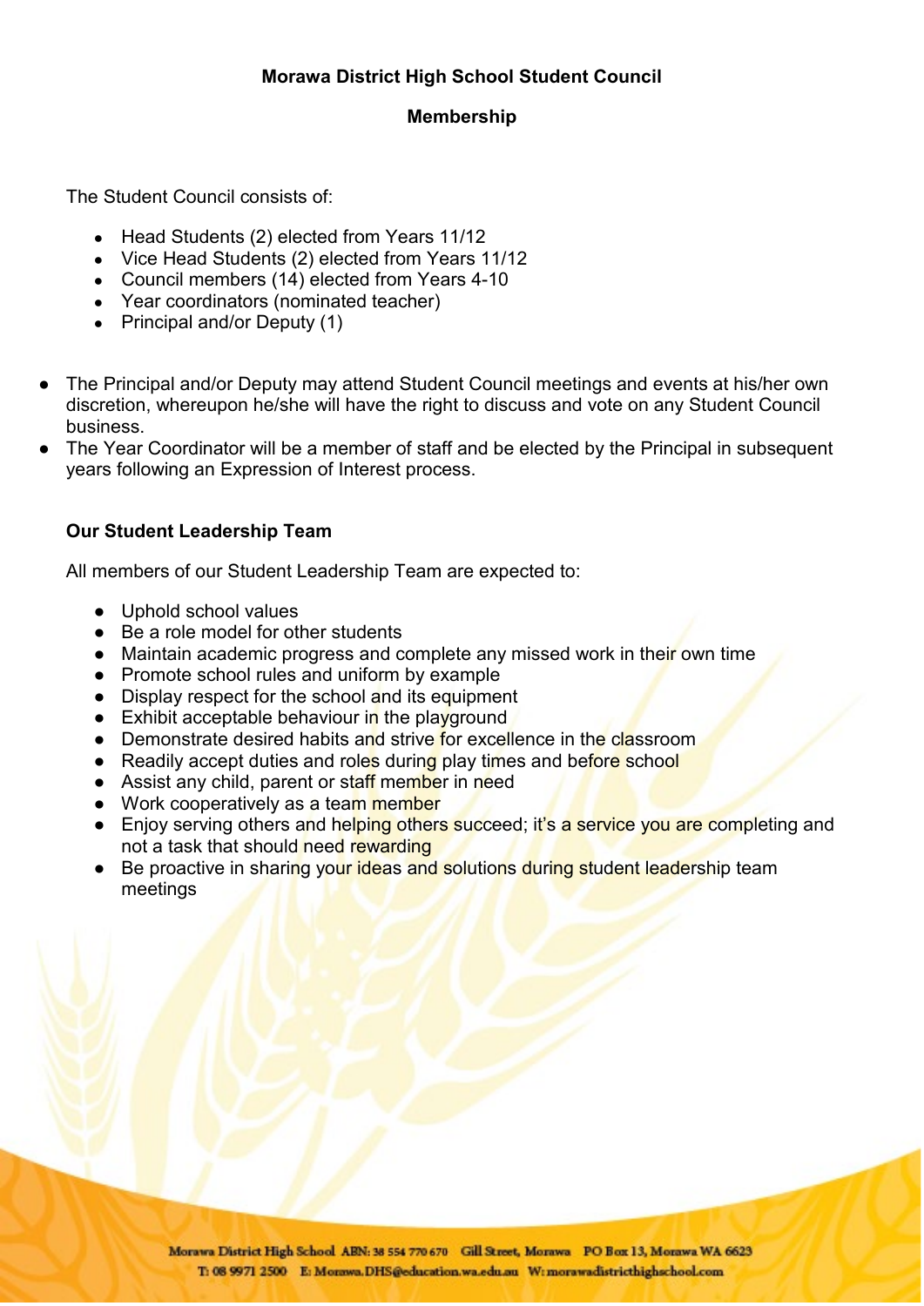## Morawa District High School Student Council

### Membership

The Student Council consists of:

- Head Students (2) elected from Years 11/12
- Vice Head Students (2) elected from Years 11/12
- Council members (14) elected from Years 4-10
- Year coordinators (nominated teacher)
- Principal and/or Deputy (1)

- The Principal and/or Deputy may attend Student Council meetings and events at his/her own discretion, whereupon he/she will have the right to discuss and vote on any Student Council business.
- The Year Coordinator will be a member of staff and be elected by the Principal in subsequent years following an Expression of Interest process.

### Our Student Leadership Team

All members of our Student Leadership Team are expected to:

- Uphold school values
- Be a role model for other students
- Maintain academic progress and complete any missed work in their own time
- Promote school rules and uniform by example
- Display respect for the school and its equipment
- Exhibit acceptable behaviour in the playground
- Demonstrate desired habits and strive for excellence in the classroom
- Readily accept duties and roles during play times and before school
- Assist any child, parent or staff member in need
- Work cooperatively as a team member
- Enjoy serving others and helping others succeed; it's a service you are completing and not a task that should need rewarding
- Be proactive in sharing your ideas and solutions during student leadership team meetings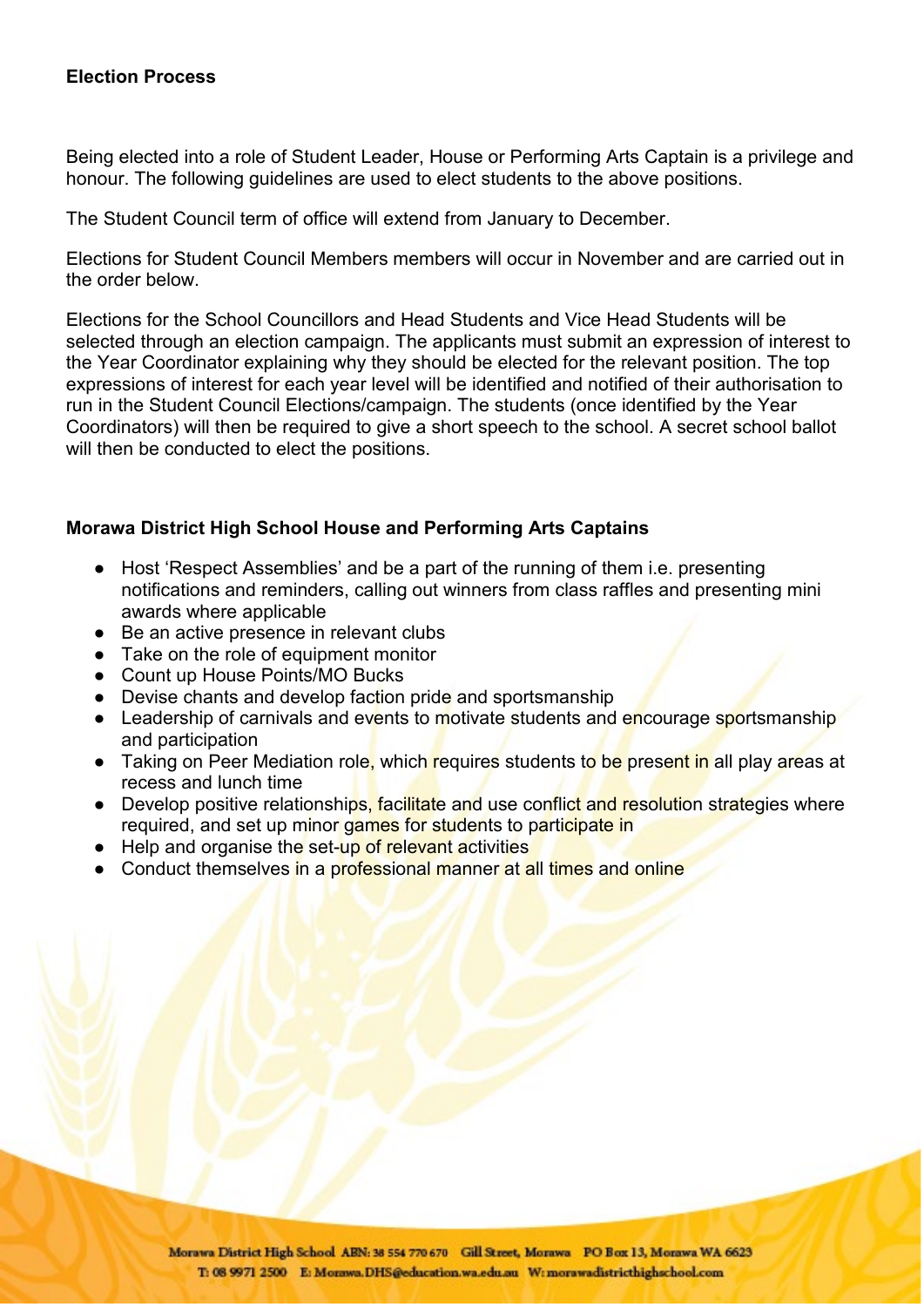**Election Process**

Being elected into a role of Student Leader, House or Performing Arts Captain is a privilege and honour. The following guidelines are used to elect students to the above positions.

The Student Council term of office will extend from January to December.

Elections for Student Council Members members will occur in November and are carried out in the order below.

Elections for the School Councillors and Head Students and Vice Head Students will be selected through an election campaign. The applicants must submit an expression of interest to the Year Coordinator explaining why they should be elected for the relevant position. The top expressions of interest for each year level will be identified and notified of their authorisation to run in the Student Council Elections/campaign. The students (once identified by the Year Coordinators) will then be required to give a short speech to the school. A secret school ballot will then be conducted to elect the positions.

**Morawa District High School House and Performing Arts Captains**

- Host 'Respect Assemblies' and be a part of the running of them i.e. presenting notifications and reminders, calling out winners from class raffles and presenting mini awards where applicable
- Be an active presence in relevant clubs
- Take on the role of equipment monitor
- Count up House Points/MO Bucks
- Devise chants and develop faction pride and sportsmanship
- Leadership of carnivals and events to motivate students and encourage sportsmanship and participation
- Taking on Peer Mediation role, which requires students to be present in all play areas at recess and lunch time
- Develop positive relationships, facilitate and use conflict and resolution strategies where required, and set up minor games for students to participate in
- Help and organise the set-up of relevant activities
- Conduct themselves in a professional manner at all times and online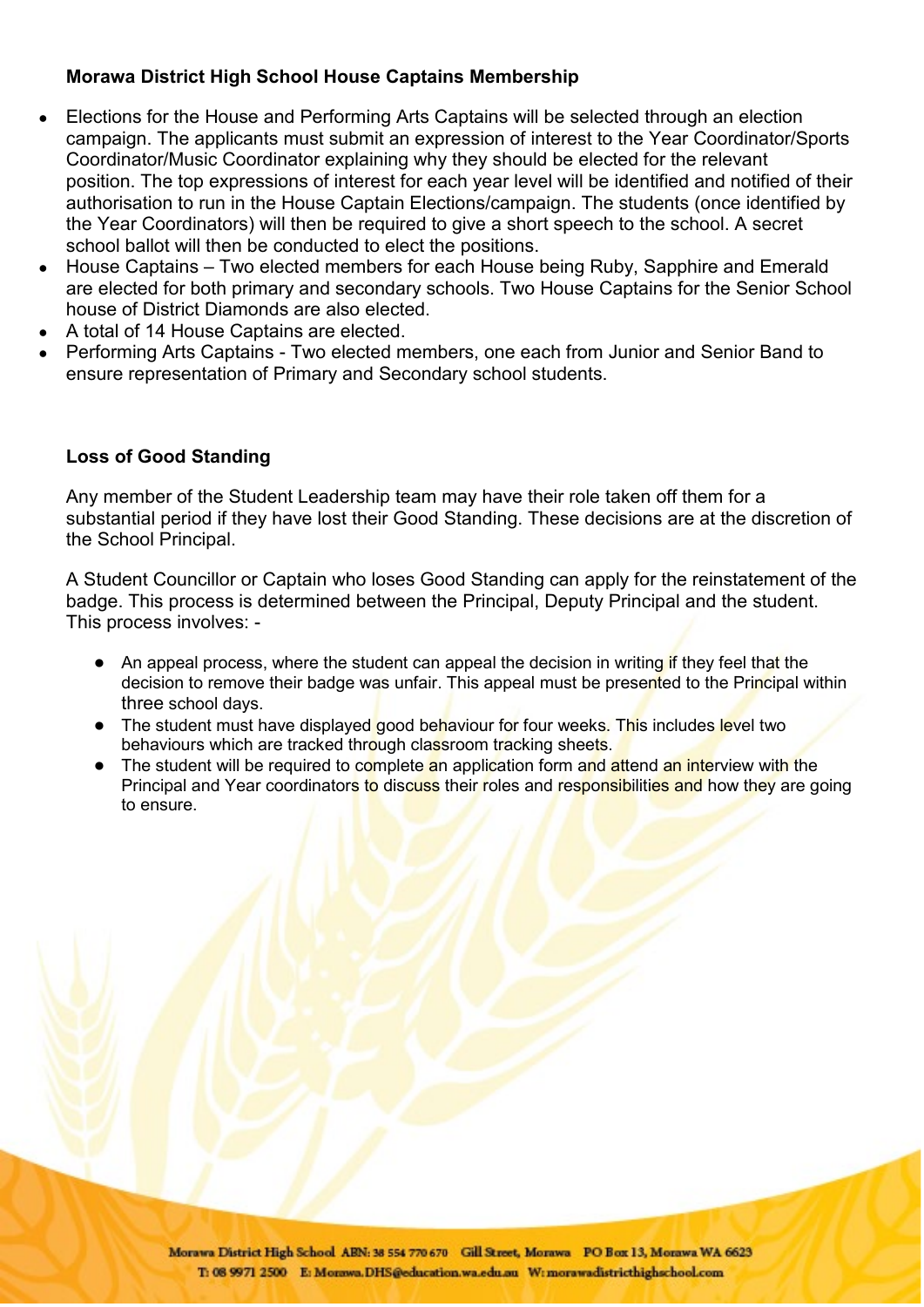**Morawa District High School House Captains Membership**

- Elections for the House and Performing Arts Captains will be selected through an election campaign. The applicants must submit an expression of interest to the Year Coordinator/Sports Coordinator/Music Coordinator explaining why they should be elected for the relevant position. The top expressions of interest for each year level will be identified and notified of their authorisation to run in the House Captain Elections/campaign. The students (once identified by the Year Coordinators) will then be required to give a short speech to the school. A secret school ballot will then be conducted to elect the positions.
- House Captains – Two elected members for each House being Ruby, Sapphire and Emerald are elected for both primary and secondary schools. Two House Captains for the Senior School house of District Diamonds are also elected.
- A total of 14 House Captains are elected.
- Performing Arts Captains - Two elected members, one each from Junior and Senior Band to ensure representation of Primary and Secondary school students.

**Loss of Good Standing**

Any member of the Student Leadership team may have their role taken off them for a substantial period if they have lost their Good Standing. These decisions are at the discretion of the School Principal.

A Student Councillor or Captain who loses Good Standing can apply for the reinstatement of the badge. This process is determined between the Principal, Deputy Principal and the student. This process involves: -

- An appeal process, where the student can appeal the decision in writing if they feel that the decision to remove their badge was unfair. This appeal must be presented to the Principal within three school days.
- The student must have displayed good behaviour for four weeks. This includes level two behaviours which are tracked through classroom tracking sheets.
- The student will be required to complete an application form and attend an interview with the Principal and Year coordinators to discuss their roles and responsibilities and how they are going to ensure.